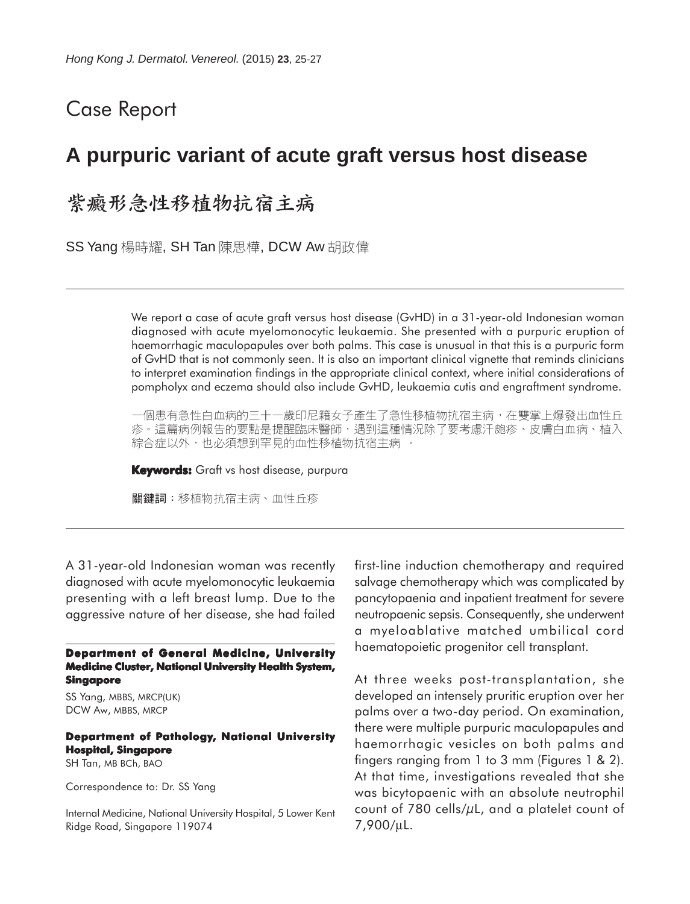Case Report

# A purpuric variant of acute graft versus host disease

# 紫癜形急性移植物抗宿主病

SS Yang 楊時耀, SH Tan 陳思樺, DCW Aw 胡政偉

---

We report a case of acute graft versus host disease (GvHD) in a 31-year-old Indonesian woman diagnosed with acute myelomonocytic leukaemia. She presented with a purpuric eruption of haemorrhagic maculopapules over both palms. This case is unusual in that this is a purpuric form of GvHD that is not commonly seen. It is also an important clinical vignette that reminds clinicians to interpret examination findings in the appropriate clinical context, where initial considerations of pompholyx and eczema should also include GvHD, leukaemia cutis and engraftment syndrome.

一個患有急性白血病的三十一歲印尼籍女子產生了急性移植物抗宿主病，在雙掌上爆發出血性丘疹。這篇病例報告的要點是提醒臨床醫師，遇到這種情況除了要考慮汗皰疹、皮膚白血病、植入綜合症以外，也必須想到罕見的血性移植物抗宿主病 。

**Keywords:** Graft vs host disease, purpura

**關鍵詞**：移植物抗宿主病、血性丘疹

---

A 31-year-old Indonesian woman was recently diagnosed with acute myelomonocytic leukaemia presenting with a left breast lump. Due to the aggressive nature of her disease, she had failed first-line induction chemotherapy and required salvage chemotherapy which was complicated by pancytopaenia and inpatient treatment for severe neutropaenic sepsis. Consequently, she underwent a myeloablative matched umbilical cord haematopoietic progenitor cell transplant.

At three weeks post-transplantation, she developed an intensely pruritic eruption over her palms over a two-day period. On examination, there were multiple purpuric maculopapules and haemorrhagic vesicles on both palms and fingers ranging from 1 to 3 mm (Figures 1 & 2). At that time, investigations revealed that she was bicytopaenic with an absolute neutrophil count of 780 cells/μL, and a platelet count of 7,900/μL.

**Department of General Medicine, University Medicine Cluster, National University Health System, Singapore**

SS Yang, MBBS, MRCP(UK)
DCW Aw, MBBS, MRCP

**Department of Pathology, National University Hospital, Singapore**

SH Tan, MB BCh, BAO

Correspondence to: Dr. SS Yang

Internal Medicine, National University Hospital, 5 Lower Kent Ridge Road, Singapore 119074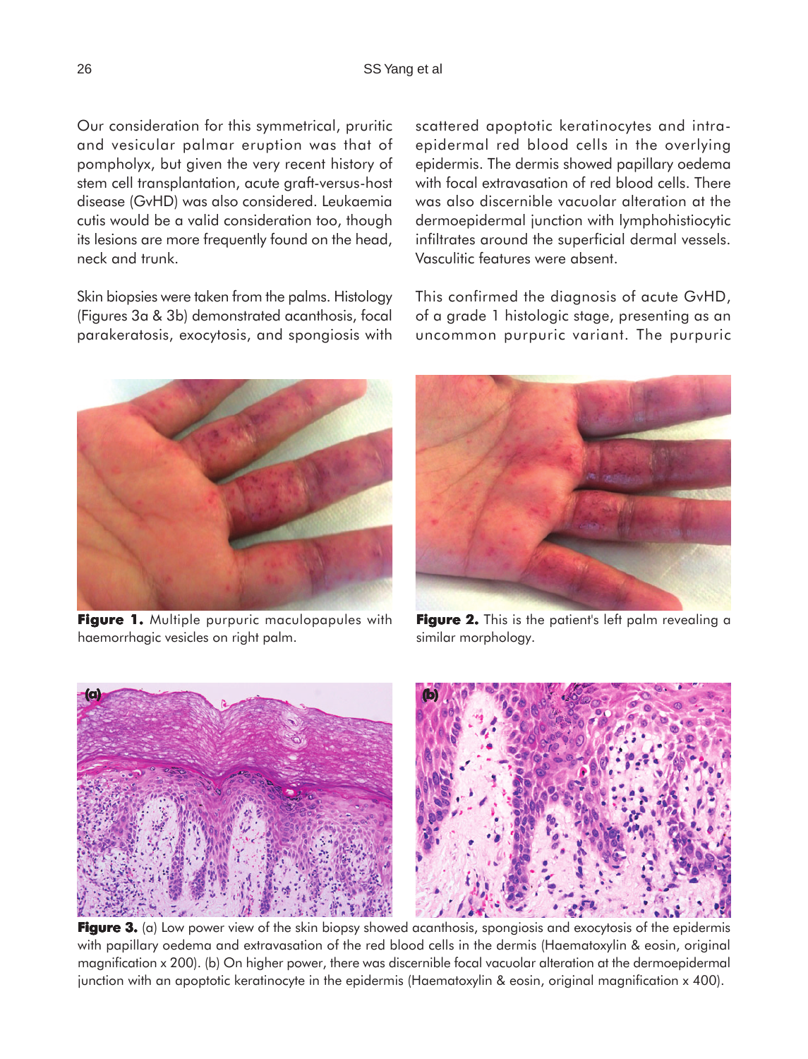Our consideration for this symmetrical, pruritic and vesicular palmar eruption was that of pompholyx, but given the very recent history of stem cell transplantation, acute graft-versus-host disease (GvHD) was also considered. Leukaemia cutis would be a valid consideration too, though its lesions are more frequently found on the head, neck and trunk.

Skin biopsies were taken from the palms. Histology (Figures 3a & 3b) demonstrated acanthosis, focal parakeratosis, exocytosis, and spongiosis with scattered apoptotic keratinocytes and intra-epidermal red blood cells in the overlying epidermis. The dermis showed papillary oedema with focal extravasation of red blood cells. There was also discernible vacuolar alteration at the dermoepidermal junction with lymphohistiocytic infiltrates around the superficial dermal vessels. Vasculitic features were absent.

This confirmed the diagnosis of acute GvHD, of a grade 1 histologic stage, presenting as an uncommon purpuric variant. The purpuric

**Figure 1.** Multiple purpuric maculopapules with haemorrhagic vesicles on right palm.

**Figure 2.** This is the patient's left palm revealing a similar morphology.

**Figure 3.** (a) Low power view of the skin biopsy showed acanthosis, spongiosis and exocytosis of the epidermis with papillary oedema and extravasation of the red blood cells in the dermis (Haematoxylin & eosin, original magnification x 200). (b) On higher power, there was discernible focal vacuolar alteration at the dermoepidermal junction with an apoptotic keratinocyte in the epidermis (Haematoxylin & eosin, original magnification x 400).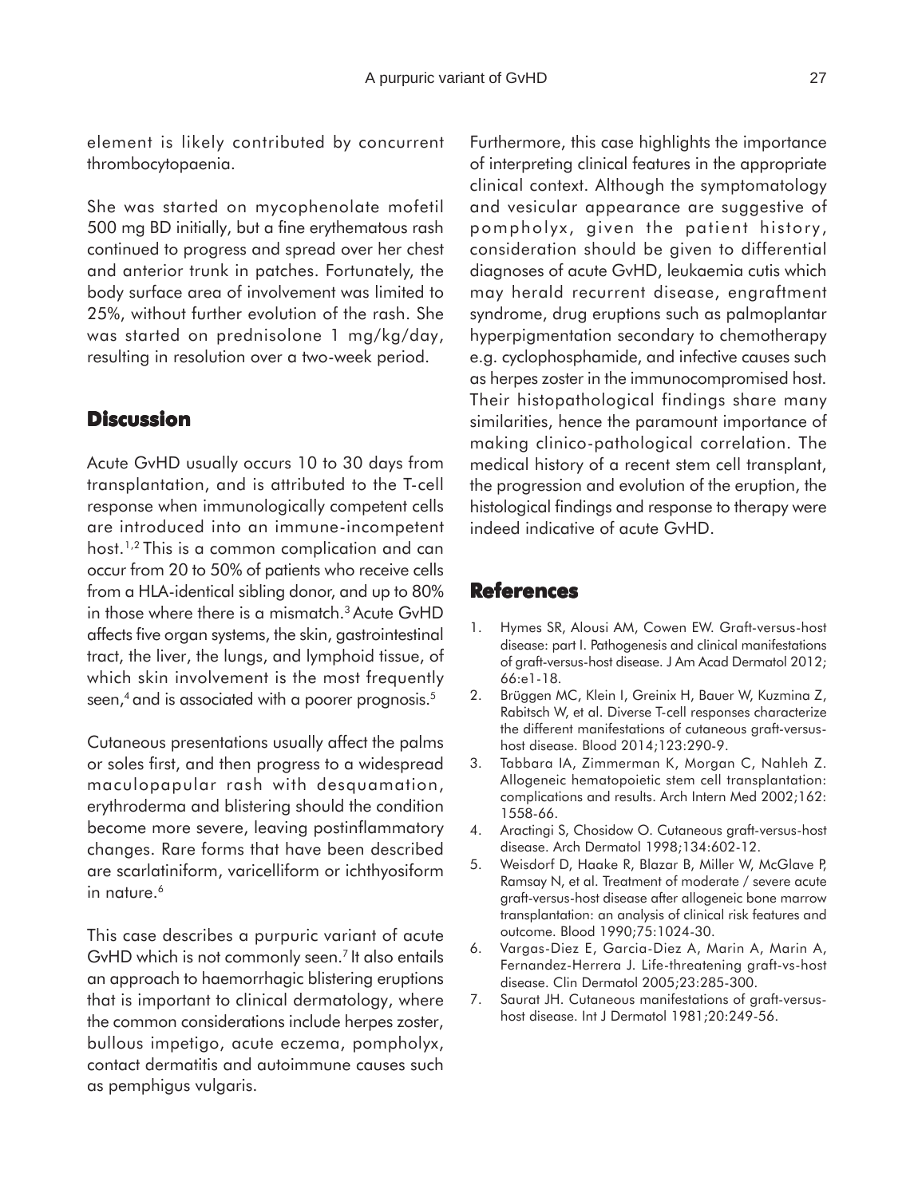element is likely contributed by concurrent thrombocytopaenia.

She was started on mycophenolate mofetil 500 mg BD initially, but a fine erythematous rash continued to progress and spread over her chest and anterior trunk in patches. Fortunately, the body surface area of involvement was limited to 25%, without further evolution of the rash. She was started on prednisolone 1 mg/kg/day, resulting in resolution over a two-week period.

## Discussion

Acute GvHD usually occurs 10 to 30 days from transplantation, and is attributed to the T-cell response when immunologically competent cells are introduced into an immune-incompetent host.[1,2] This is a common complication and can occur from 20 to 50% of patients who receive cells from a HLA-identical sibling donor, and up to 80% in those where there is a mismatch.[3] Acute GvHD affects five organ systems, the skin, gastrointestinal tract, the liver, the lungs, and lymphoid tissue, of which skin involvement is the most frequently seen,[4] and is associated with a poorer prognosis.[5]

Cutaneous presentations usually affect the palms or soles first, and then progress to a widespread maculopapular rash with desquamation, erythroderma and blistering should the condition become more severe, leaving postinflammatory changes. Rare forms that have been described are scarlatiniform, varicelliform or ichthyosiform in nature.[6]

This case describes a purpuric variant of acute GvHD which is not commonly seen.[7] It also entails an approach to haemorrhagic blistering eruptions that is important to clinical dermatology, where the common considerations include herpes zoster, bullous impetigo, acute eczema, pompholyx, contact dermatitis and autoimmune causes such as pemphigus vulgaris.

Furthermore, this case highlights the importance of interpreting clinical features in the appropriate clinical context. Although the symptomatology and vesicular appearance are suggestive of pompholyx, given the patient history, consideration should be given to differential diagnoses of acute GvHD, leukaemia cutis which may herald recurrent disease, engraftment syndrome, drug eruptions such as palmoplantar hyperpigmentation secondary to chemotherapy e.g. cyclophosphamide, and infective causes such as herpes zoster in the immunocompromised host. Their histopathological findings share many similarities, hence the paramount importance of making clinico-pathological correlation. The medical history of a recent stem cell transplant, the progression and evolution of the eruption, the histological findings and response to therapy were indeed indicative of acute GvHD.

## References

1. Hymes SR, Alousi AM, Cowen EW. Graft-versus-host disease: part I. Pathogenesis and clinical manifestations of graft-versus-host disease. J Am Acad Dermatol 2012; 66:e1-18.
2. Brüggen MC, Klein I, Greinix H, Bauer W, Kuzmina Z, Rabitsch W, et al. Diverse T-cell responses characterize the different manifestations of cutaneous graft-versus-host disease. Blood 2014;123:290-9.
3. Tabbara IA, Zimmerman K, Morgan C, Nahleh Z. Allogeneic hematopoietic stem cell transplantation: complications and results. Arch Intern Med 2002;162: 1558-66.
4. Aractingi S, Chosidow O. Cutaneous graft-versus-host disease. Arch Dermatol 1998;134:602-12.
5. Weisdorf D, Haake R, Blazar B, Miller W, McGlave P, Ramsay N, et al. Treatment of moderate / severe acute graft-versus-host disease after allogeneic bone marrow transplantation: an analysis of clinical risk features and outcome. Blood 1990;75:1024-30.
6. Vargas-Diez E, Garcia-Diez A, Marin A, Marin A, Fernandez-Herrera J. Life-threatening graft-vs-host disease. Clin Dermatol 2005;23:285-300.
7. Saurat JH. Cutaneous manifestations of graft-versus-host disease. Int J Dermatol 1981;20:249-56.